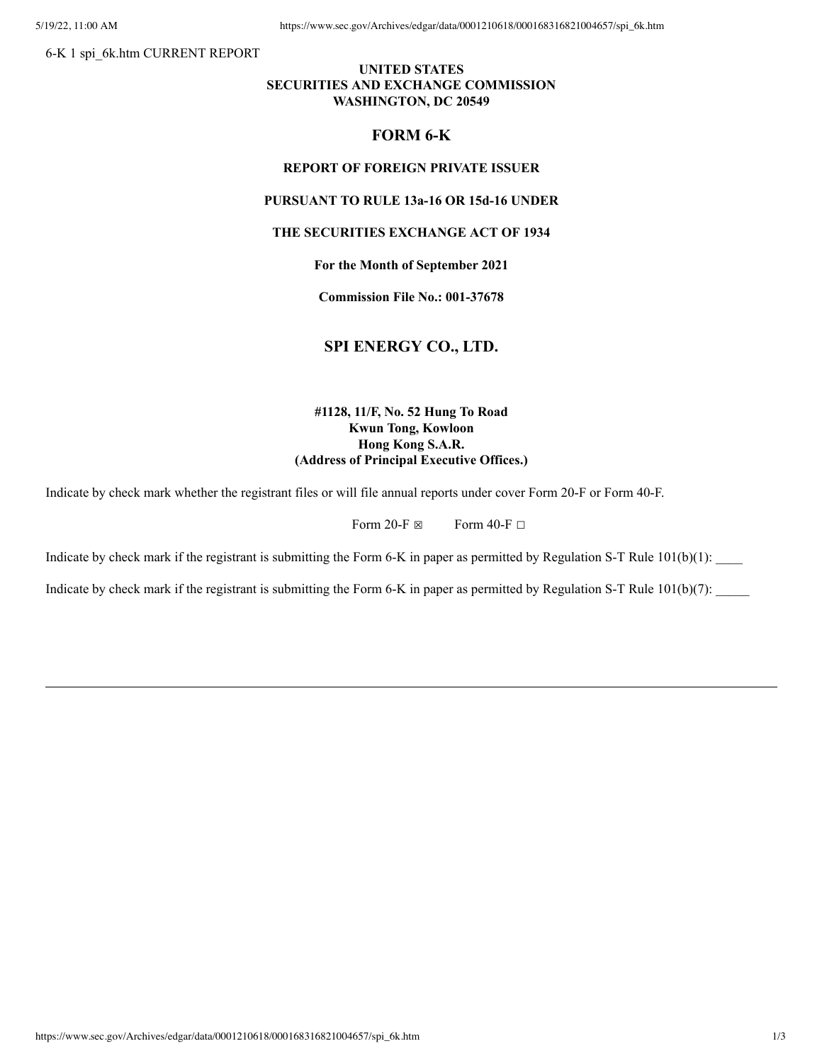6-K 1 spi_6k.htm CURRENT REPORT

**UNITED STATES**
**SECURITIES AND EXCHANGE COMMISSION**
**WASHINGTON, DC 20549**

## FORM 6-K

**REPORT OF FOREIGN PRIVATE ISSUER**

**PURSUANT TO RULE 13a-16 OR 15d-16 UNDER**

**THE SECURITIES EXCHANGE ACT OF 1934**

**For the Month of September 2021**

**Commission File No.: 001-37678**

## SPI ENERGY CO., LTD.

**#1128, 11/F, No. 52 Hung To Road**
**Kwun Tong, Kowloon**
**Hong Kong S.A.R.**
**(Address of Principal Executive Offices.)**

Indicate by check mark whether the registrant files or will file annual reports under cover Form 20-F or Form 40-F.

Form 20-F ☒ Form 40-F ☐

Indicate by check mark if the registrant is submitting the Form 6-K in paper as permitted by Regulation S-T Rule 101(b)(1): ____

Indicate by check mark if the registrant is submitting the Form 6-K in paper as permitted by Regulation S-T Rule 101(b)(7): _____

---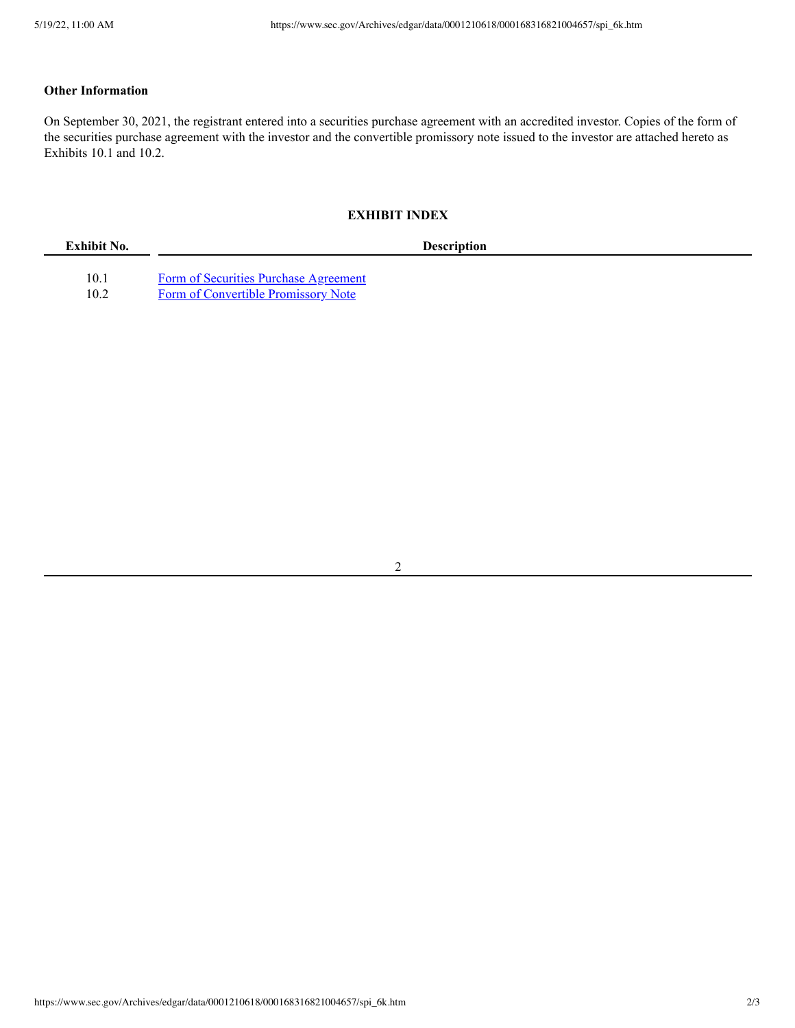**Other Information**

On September 30, 2021, the registrant entered into a securities purchase agreement with an accredited investor. Copies of the form of the securities purchase agreement with the investor and the convertible promissory note issued to the investor are attached hereto as Exhibits 10.1 and 10.2.

**EXHIBIT INDEX**

| Exhibit No. | Description |
| --- | --- |
| 10.1 | Form of Securities Purchase Agreement |
| 10.2 | Form of Convertible Promissory Note |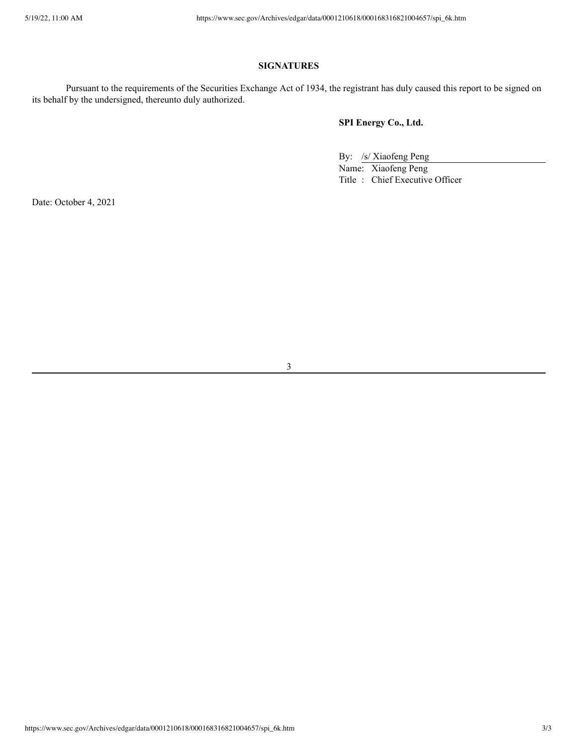## SIGNATURES

Pursuant to the requirements of the Securities Exchange Act of 1934, the registrant has duly caused this report to be signed on its behalf by the undersigned, thereunto duly authorized.

**SPI Energy Co., Ltd.**

By: /s/ Xiaofeng Peng
Name: Xiaofeng Peng
Title : Chief Executive Officer

Date: October 4, 2021